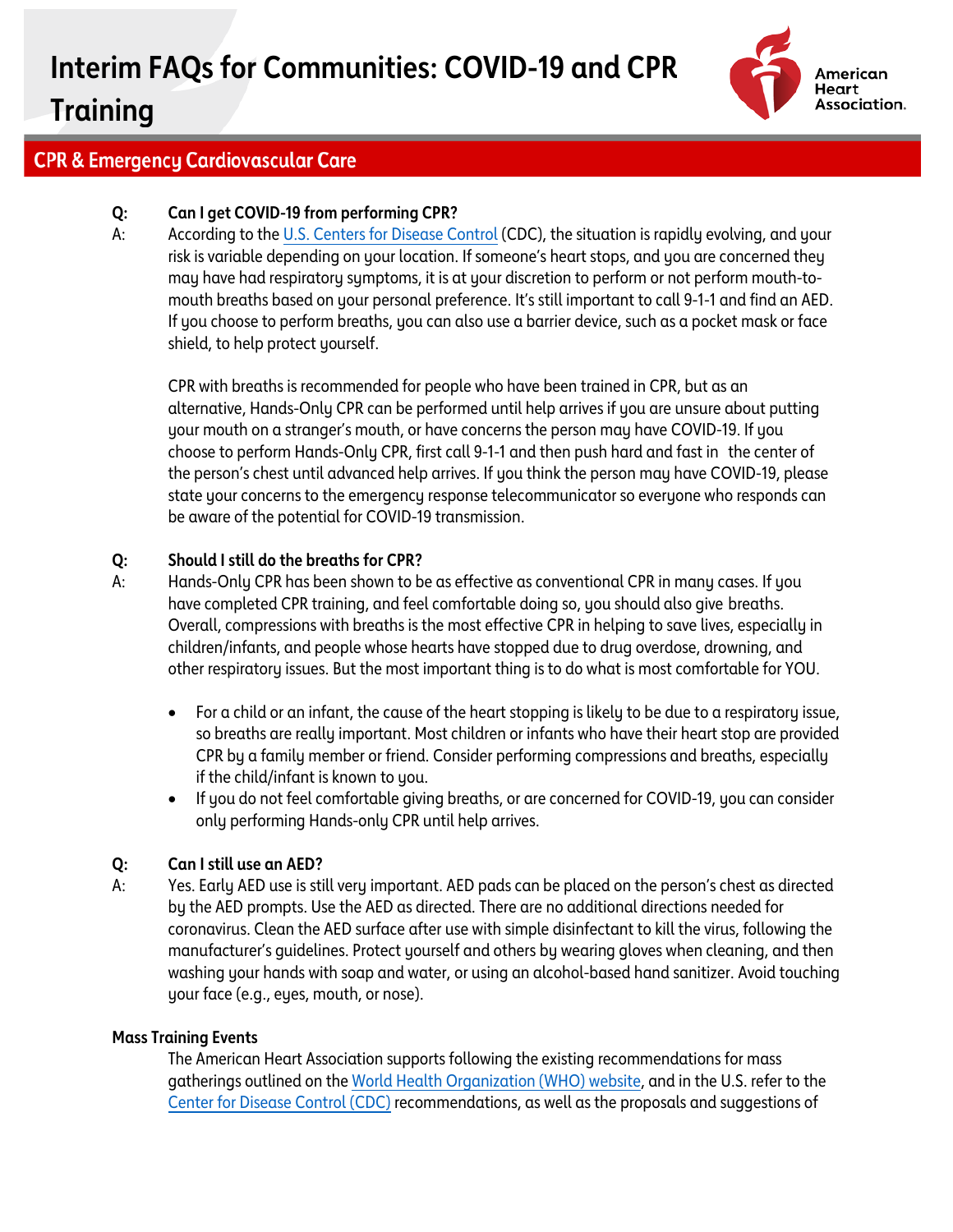# Interim FAQs for Communities: COVID-19 and CPR Training

American Heart Association.

## CPR & Emergency Cardiovascular Care

**Q: Can I get COVID-19 from performing CPR?**

A: According to the U.S. Centers for Disease Control (CDC), the situation is rapidly evolving, and your risk is variable depending on your location. If someone's heart stops, and you are concerned they may have had respiratory symptoms, it is at your discretion to perform or not perform mouth-to-mouth breaths based on your personal preference. It's still important to call 9-1-1 and find an AED. If you choose to perform breaths, you can also use a barrier device, such as a pocket mask or face shield, to help protect yourself.

CPR with breaths is recommended for people who have been trained in CPR, but as an alternative, Hands-Only CPR can be performed until help arrives if you are unsure about putting your mouth on a stranger's mouth, or have concerns the person may have COVID-19. If you choose to perform Hands-Only CPR, first call 9-1-1 and then push hard and fast in the center of the person's chest until advanced help arrives. If you think the person may have COVID-19, please state your concerns to the emergency response telecommunicator so everyone who responds can be aware of the potential for COVID-19 transmission.

**Q: Should I still do the breaths for CPR?**

A: Hands-Only CPR has been shown to be as effective as conventional CPR in many cases. If you have completed CPR training, and feel comfortable doing so, you should also give breaths. Overall, compressions with breaths is the most effective CPR in helping to save lives, especially in children/infants, and people whose hearts have stopped due to drug overdose, drowning, and other respiratory issues. But the most important thing is to do what is most comfortable for YOU.

- For a child or an infant, the cause of the heart stopping is likely to be due to a respiratory issue, so breaths are really important. Most children or infants who have their heart stop are provided CPR by a family member or friend. Consider performing compressions and breaths, especially if the child/infant is known to you.
- If you do not feel comfortable giving breaths, or are concerned for COVID-19, you can consider only performing Hands-only CPR until help arrives.

**Q: Can I still use an AED?**

A: Yes. Early AED use is still very important. AED pads can be placed on the person's chest as directed by the AED prompts. Use the AED as directed. There are no additional directions needed for coronavirus. Clean the AED surface after use with simple disinfectant to kill the virus, following the manufacturer's guidelines. Protect yourself and others by wearing gloves when cleaning, and then washing your hands with soap and water, or using an alcohol-based hand sanitizer. Avoid touching your face (e.g., eyes, mouth, or nose).

**Mass Training Events**

The American Heart Association supports following the existing recommendations for mass gatherings outlined on the World Health Organization (WHO) website, and in the U.S. refer to the Center for Disease Control (CDC) recommendations, as well as the proposals and suggestions of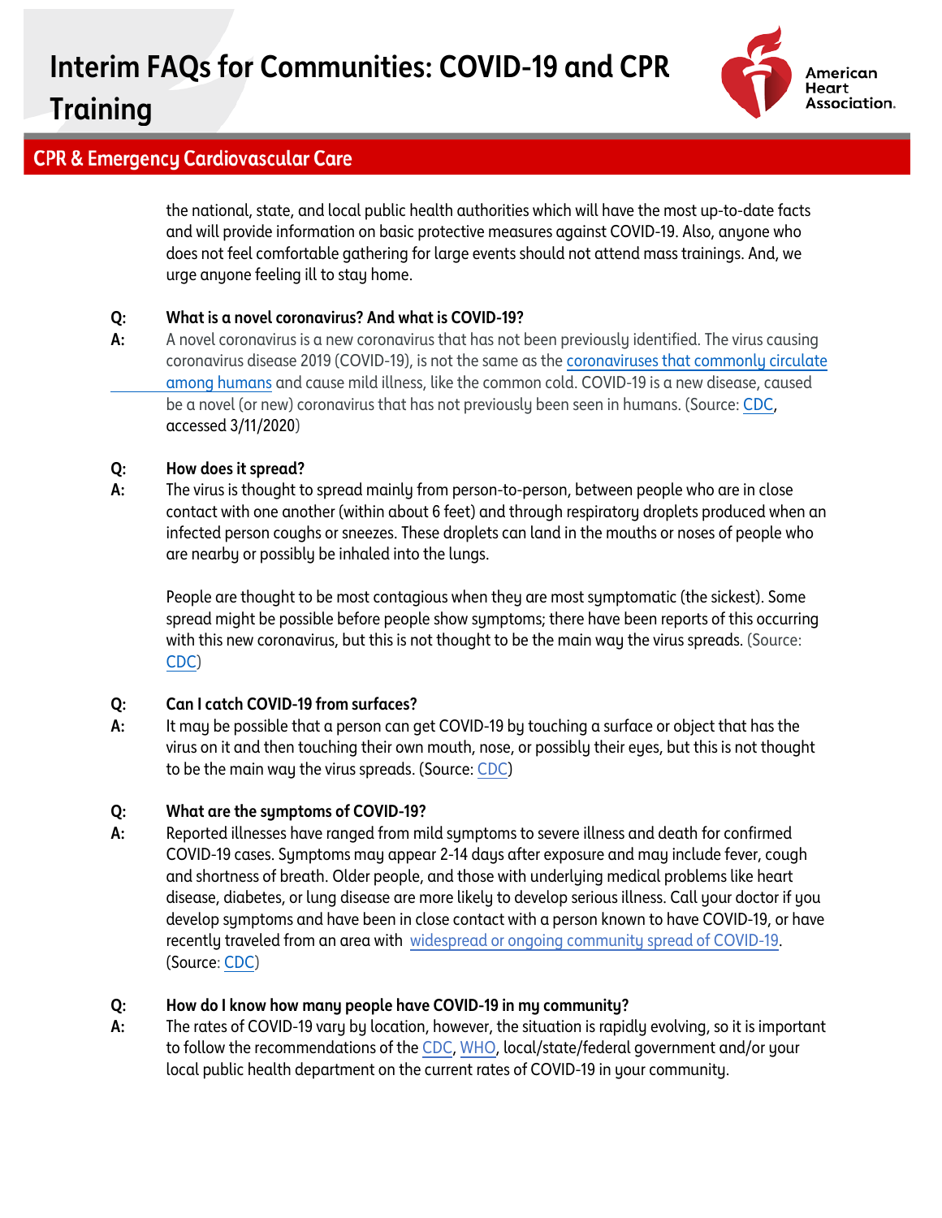the national, state, and local public health authorities which will have the most up-to-date facts and will provide information on basic protective measures against COVID-19. Also, anyone who does not feel comfortable gathering for large events should not attend mass trainings. And, we urge anyone feeling ill to stay home.

**Q: What is a novel coronavirus? And what is COVID-19?**

**A:** A novel coronavirus is a new coronavirus that has not been previously identified. The virus causing coronavirus disease 2019 (COVID-19), is not the same as the coronaviruses that commonly circulate among humans and cause mild illness, like the common cold. COVID-19 is a new disease, caused be a novel (or new) coronavirus that has not previously been seen in humans. (Source: CDC, accessed 3/11/2020)

**Q: How does it spread?**

**A:** The virus is thought to spread mainly from person-to-person, between people who are in close contact with one another (within about 6 feet) and through respiratory droplets produced when an infected person coughs or sneezes. These droplets can land in the mouths or noses of people who are nearby or possibly be inhaled into the lungs.

People are thought to be most contagious when they are most symptomatic (the sickest). Some spread might be possible before people show symptoms; there have been reports of this occurring with this new coronavirus, but this is not thought to be the main way the virus spreads. (Source: CDC)

**Q: Can I catch COVID-19 from surfaces?**

**A:** It may be possible that a person can get COVID-19 by touching a surface or object that has the virus on it and then touching their own mouth, nose, or possibly their eyes, but this is not thought to be the main way the virus spreads. (Source: CDC)

**Q: What are the symptoms of COVID-19?**

**A:** Reported illnesses have ranged from mild symptoms to severe illness and death for confirmed COVID-19 cases. Symptoms may appear 2-14 days after exposure and may include fever, cough and shortness of breath. Older people, and those with underlying medical problems like heart disease, diabetes, or lung disease are more likely to develop serious illness. Call your doctor if you develop symptoms and have been in close contact with a person known to have COVID-19, or have recently traveled from an area with widespread or ongoing community spread of COVID-19. (Source: CDC)

**Q: How do I know how many people have COVID-19 in my community?**

**A:** The rates of COVID-19 vary by location, however, the situation is rapidly evolving, so it is important to follow the recommendations of the CDC, WHO, local/state/federal government and/or your local public health department on the current rates of COVID-19 in your community.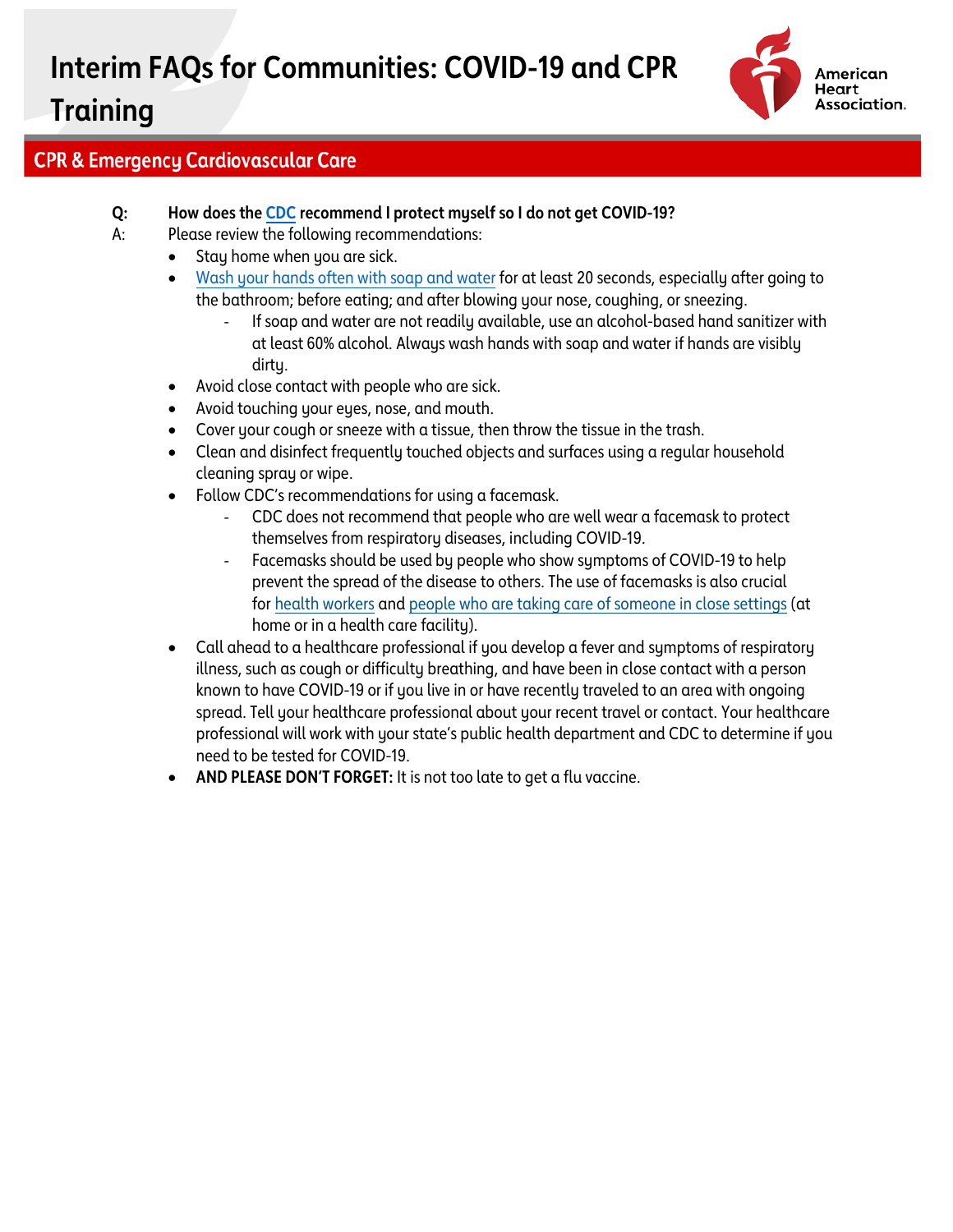**Q: How does the CDC recommend I protect myself so I do not get COVID-19?**

A: Please review the following recommendations:

- Stay home when you are sick.
- Wash your hands often with soap and water for at least 20 seconds, especially after going to the bathroom; before eating; and after blowing your nose, coughing, or sneezing.
  - If soap and water are not readily available, use an alcohol-based hand sanitizer with at least 60% alcohol. Always wash hands with soap and water if hands are visibly dirty.
- Avoid close contact with people who are sick.
- Avoid touching your eyes, nose, and mouth.
- Cover your cough or sneeze with a tissue, then throw the tissue in the trash.
- Clean and disinfect frequently touched objects and surfaces using a regular household cleaning spray or wipe.
- Follow CDC's recommendations for using a facemask.
  - CDC does not recommend that people who are well wear a facemask to protect themselves from respiratory diseases, including COVID-19.
  - Facemasks should be used by people who show symptoms of COVID-19 to help prevent the spread of the disease to others. The use of facemasks is also crucial for health workers and people who are taking care of someone in close settings (at home or in a health care facility).
- Call ahead to a healthcare professional if you develop a fever and symptoms of respiratory illness, such as cough or difficulty breathing, and have been in close contact with a person known to have COVID-19 or if you live in or have recently traveled to an area with ongoing spread. Tell your healthcare professional about your recent travel or contact. Your healthcare professional will work with your state's public health department and CDC to determine if you need to be tested for COVID-19.
- **AND PLEASE DON'T FORGET:** It is not too late to get a flu vaccine.